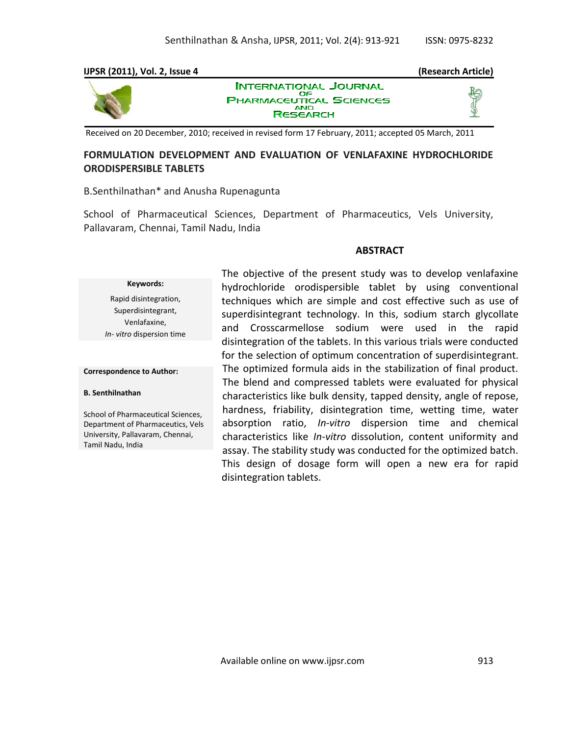**IJPSR (2011), Vol. 2, Issue 4** **(Research Article)**

INTERNATIONAL JOURNAL OF PHARMACEUTICAL SCIENCES AND RESEARCH

Received on 20 December, 2010; received in revised form 17 February, 2011; accepted 05 March, 2011

# FORMULATION DEVELOPMENT AND EVALUATION OF VENLAFAXINE HYDROCHLORIDE ORODISPERSIBLE TABLETS

B.Senthilnathan* and Anusha Rupenagunta

School of Pharmaceutical Sciences, Department of Pharmaceutics, Vels University, Pallavaram, Chennai, Tamil Nadu, India

**Keywords:**

Rapid disintegration,
Superdisintegrant,
Venlafaxine,
*In- vitro* dispersion time

**Correspondence to Author:**

**B. Senthilnathan**

School of Pharmaceutical Sciences, Department of Pharmaceutics, Vels University, Pallavaram, Chennai, Tamil Nadu, India

## ABSTRACT

The objective of the present study was to develop venlafaxine hydrochloride orodispersible tablet by using conventional techniques which are simple and cost effective such as use of superdisintegrant technology. In this, sodium starch glycollate and Crosscarmellose sodium were used in the rapid disintegration of the tablets. In this various trials were conducted for the selection of optimum concentration of superdisintegrant. The optimized formula aids in the stabilization of final product. The blend and compressed tablets were evaluated for physical characteristics like bulk density, tapped density, angle of repose, hardness, friability, disintegration time, wetting time, water absorption ratio, *In-vitro* dispersion time and chemical characteristics like *In-vitro* dissolution, content uniformity and assay. The stability study was conducted for the optimized batch. This design of dosage form will open a new era for rapid disintegration tablets.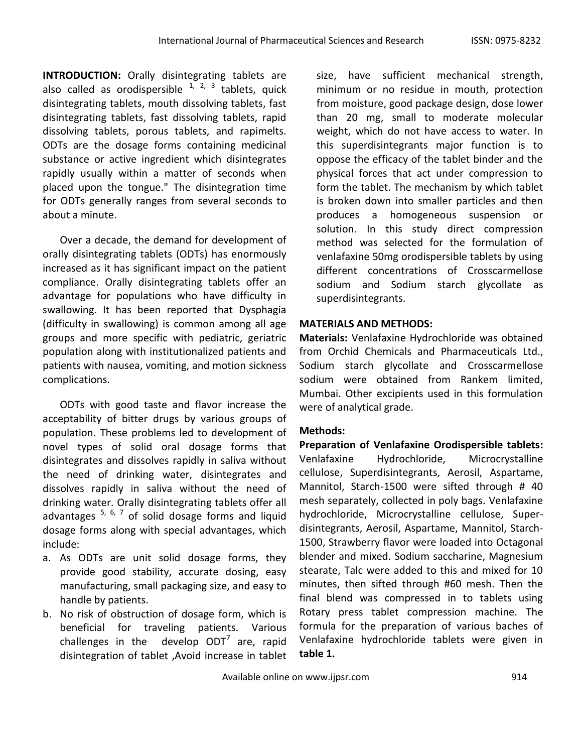**INTRODUCTION:** Orally disintegrating tablets are also called as orodispersible [1, 2, 3] tablets, quick disintegrating tablets, mouth dissolving tablets, fast disintegrating tablets, fast dissolving tablets, rapid dissolving tablets, porous tablets, and rapimelts. ODTs are the dosage forms containing medicinal substance or active ingredient which disintegrates rapidly usually within a matter of seconds when placed upon the tongue." The disintegration time for ODTs generally ranges from several seconds to about a minute.

Over a decade, the demand for development of orally disintegrating tablets (ODTs) has enormously increased as it has significant impact on the patient compliance. Orally disintegrating tablets offer an advantage for populations who have difficulty in swallowing. It has been reported that Dysphagia (difficulty in swallowing) is common among all age groups and more specific with pediatric, geriatric population along with institutionalized patients and patients with nausea, vomiting, and motion sickness complications.

ODTs with good taste and flavor increase the acceptability of bitter drugs by various groups of population. These problems led to development of novel types of solid oral dosage forms that disintegrates and dissolves rapidly in saliva without the need of drinking water, disintegrates and dissolves rapidly in saliva without the need of drinking water. Orally disintegrating tablets offer all advantages [5, 6, 7] of solid dosage forms and liquid dosage forms along with special advantages, which include:

a. As ODTs are unit solid dosage forms, they provide good stability, accurate dosing, easy manufacturing, small packaging size, and easy to handle by patients.
b. No risk of obstruction of dosage form, which is beneficial for traveling patients. Various challenges in the develop ODT[7] are, rapid disintegration of tablet ,Avoid increase in tablet size, have sufficient mechanical strength, minimum or no residue in mouth, protection from moisture, good package design, dose lower than 20 mg, small to moderate molecular weight, which do not have access to water. In this superdisintegrants major function is to oppose the efficacy of the tablet binder and the physical forces that act under compression to form the tablet. The mechanism by which tablet is broken down into smaller particles and then produces a homogeneous suspension or solution. In this study direct compression method was selected for the formulation of venlafaxine 50mg orodispersible tablets by using different concentrations of Crosscarmellose sodium and Sodium starch glycollate as superdisintegrants.

## MATERIALS AND METHODS:

**Materials:** Venlafaxine Hydrochloride was obtained from Orchid Chemicals and Pharmaceuticals Ltd., Sodium starch glycollate and Crosscarmellose sodium were obtained from Rankem limited, Mumbai. Other excipients used in this formulation were of analytical grade.

### Methods:

**Preparation of Venlafaxine Orodispersible tablets:** Venlafaxine Hydrochloride, Microcrystalline cellulose, Superdisintegrants, Aerosil, Aspartame, Mannitol, Starch-1500 were sifted through # 40 mesh separately, collected in poly bags. Venlafaxine hydrochloride, Microcrystalline cellulose, Super-disintegrants, Aerosil, Aspartame, Mannitol, Starch-1500, Strawberry flavor were loaded into Octagonal blender and mixed. Sodium saccharine, Magnesium stearate, Talc were added to this and mixed for 10 minutes, then sifted through #60 mesh. Then the final blend was compressed in to tablets using Rotary press tablet compression machine. The formula for the preparation of various baches of Venlafaxine hydrochloride tablets were given in **table 1.**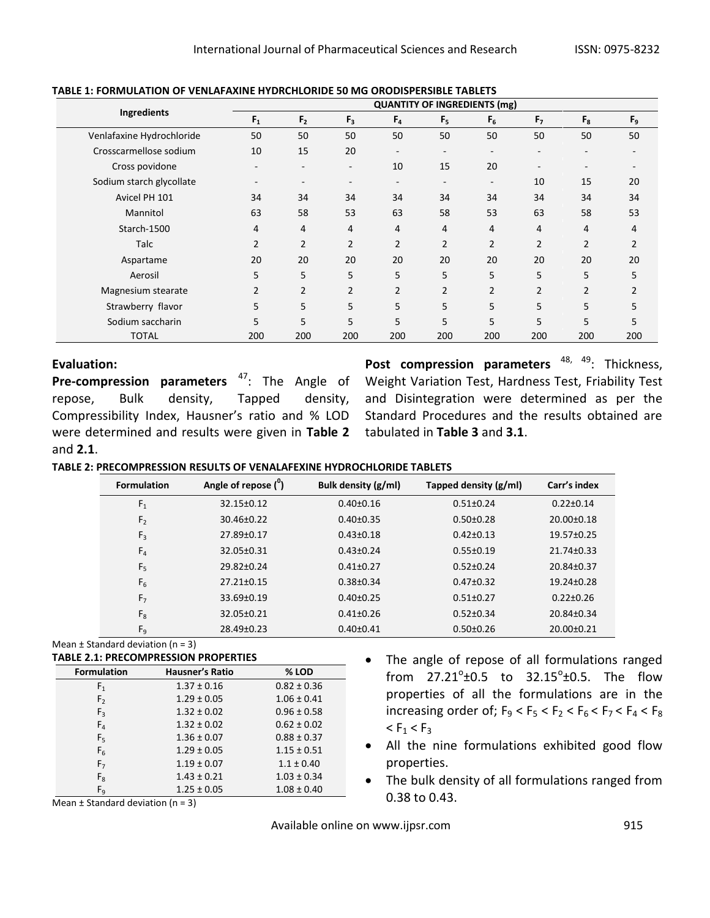**TABLE 1: FORMULATION OF VENLAFAXINE HYDRCHLORIDE 50 MG ORODISPERSIBLE TABLETS**

| Ingredients | QUANTITY OF INGREDIENTS (mg) | | | | | | | | |
|---|---|---|---|---|---|---|---|---|---|
| | $F_1$ | $F_2$ | $F_3$ | $F_4$ | $F_5$ | $F_6$ | $F_7$ | $F_8$ | $F_9$ |
| Venlafaxine Hydrochloride | 50 | 50 | 50 | 50 | 50 | 50 | 50 | 50 | 50 |
| Crosscarmellose sodium | 10 | 15 | 20 | - | - | - | - | - | - |
| Cross povidone | - | - | - | 10 | 15 | 20 | - | - | - |
| Sodium starch glycollate | - | - | - | - | - | - | 10 | 15 | 20 |
| Avicel PH 101 | 34 | 34 | 34 | 34 | 34 | 34 | 34 | 34 | 34 |
| Mannitol | 63 | 58 | 53 | 63 | 58 | 53 | 63 | 58 | 53 |
| Starch-1500 | 4 | 4 | 4 | 4 | 4 | 4 | 4 | 4 | 4 |
| Talc | 2 | 2 | 2 | 2 | 2 | 2 | 2 | 2 | 2 |
| Aspartame | 20 | 20 | 20 | 20 | 20 | 20 | 20 | 20 | 20 |
| Aerosil | 5 | 5 | 5 | 5 | 5 | 5 | 5 | 5 | 5 |
| Magnesium stearate | 2 | 2 | 2 | 2 | 2 | 2 | 2 | 2 | 2 |
| Strawberry flavor | 5 | 5 | 5 | 5 | 5 | 5 | 5 | 5 | 5 |
| Sodium saccharin | 5 | 5 | 5 | 5 | 5 | 5 | 5 | 5 | 5 |
| TOTAL | 200 | 200 | 200 | 200 | 200 | 200 | 200 | 200 | 200 |

**Evaluation:**

**Pre-compression parameters** [47]: The Angle of repose, Bulk density, Tapped density, Compressibility Index, Hausner's ratio and % LOD were determined and results were given in **Table 2** and **2.1**.

**Post compression parameters** [48, 49]: Thickness, Weight Variation Test, Hardness Test, Friability Test and Disintegration were determined as per the Standard Procedures and the results obtained are tabulated in **Table 3** and **3.1**.

**TABLE 2: PRECOMPRESSION RESULTS OF VENALAFEXINE HYDROCHLORIDE TABLETS**

| Formulation | Angle of repose ($^0$) | Bulk density (g/ml) | Tapped density (g/ml) | Carr's index |
|---|---|---|---|---|
| $F_1$ | 32.15±0.12 | 0.40±0.16 | 0.51±0.24 | 0.22±0.14 |
| $F_2$ | 30.46±0.22 | 0.40±0.35 | 0.50±0.28 | 20.00±0.18 |
| $F_3$ | 27.89±0.17 | 0.43±0.18 | 0.42±0.13 | 19.57±0.25 |
| $F_4$ | 32.05±0.31 | 0.43±0.24 | 0.55±0.19 | 21.74±0.33 |
| $F_5$ | 29.82±0.24 | 0.41±0.27 | 0.52±0.24 | 20.84±0.37 |
| $F_6$ | 27.21±0.15 | 0.38±0.34 | 0.47±0.32 | 19.24±0.28 |
| $F_7$ | 33.69±0.19 | 0.40±0.25 | 0.51±0.27 | 0.22±0.26 |
| $F_8$ | 32.05±0.21 | 0.41±0.26 | 0.52±0.34 | 20.84±0.34 |
| $F_9$ | 28.49±0.23 | 0.40±0.41 | 0.50±0.26 | 20.00±0.21 |

Mean ± Standard deviation (n = 3)

**TABLE 2.1: PRECOMPRESSION PROPERTIES**

| Formulation | Hausner's Ratio | % LOD |
|---|---|---|
| $F_1$ | 1.37 ± 0.16 | 0.82 ± 0.36 |
| $F_2$ | 1.29 ± 0.05 | 1.06 ± 0.41 |
| $F_3$ | 1.32 ± 0.02 | 0.96 ± 0.58 |
| $F_4$ | 1.32 ± 0.02 | 0.62 ± 0.02 |
| $F_5$ | 1.36 ± 0.07 | 0.88 ± 0.37 |
| $F_6$ | 1.29 ± 0.05 | 1.15 ± 0.51 |
| $F_7$ | 1.19 ± 0.07 | 1.1 ± 0.40 |
| $F_8$ | 1.43 ± 0.21 | 1.03 ± 0.34 |
| $F_9$ | 1.25 ± 0.05 | 1.08 ± 0.40 |

Mean ± Standard deviation (n = 3)

- The angle of repose of all formulations ranged from 27.21°±0.5 to 32.15°±0.5. The flow properties of all the formulations are in the increasing order of; $F_9 < F_5 < F_2 < F_6 < F_7 < F_4 < F_8 < F_1 < F_3$
- All the nine formulations exhibited good flow properties.
- The bulk density of all formulations ranged from 0.38 to 0.43.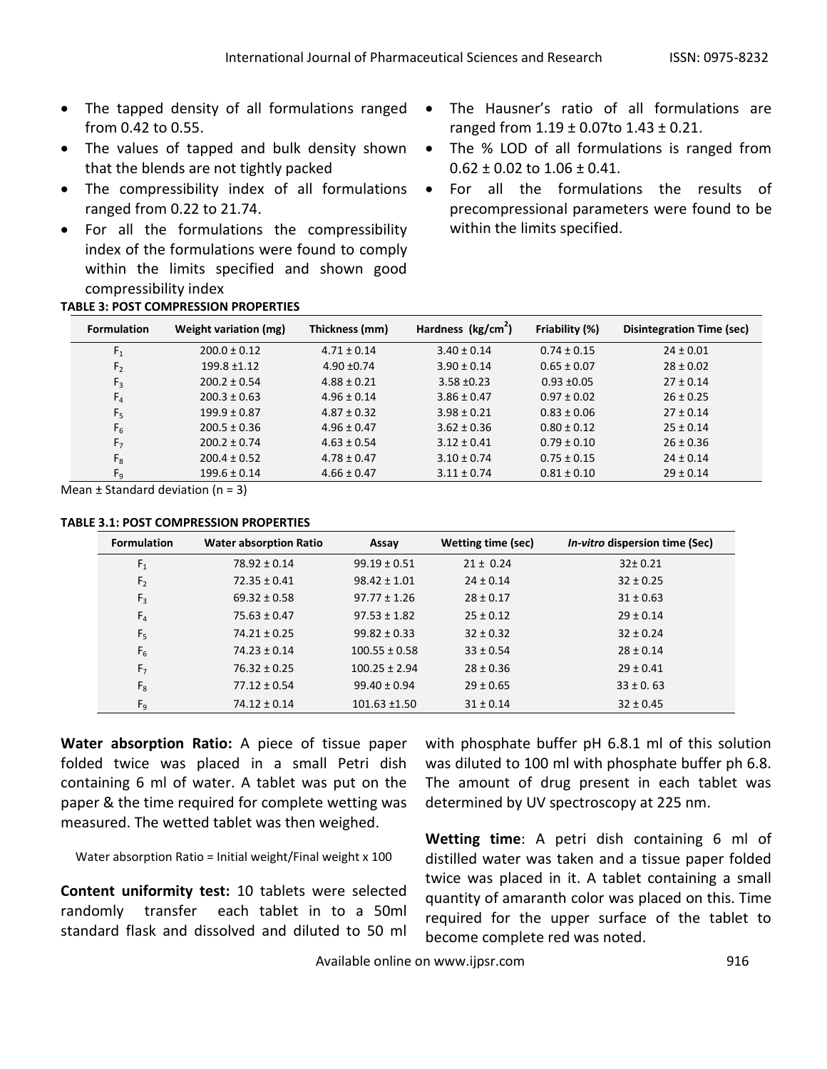- The tapped density of all formulations ranged from 0.42 to 0.55.
- The values of tapped and bulk density shown that the blends are not tightly packed
- The compressibility index of all formulations ranged from 0.22 to 21.74.
- For all the formulations the compressibility index of the formulations were found to comply within the limits specified and shown good compressibility index
- The Hausner's ratio of all formulations are ranged from 1.19 ± 0.07to 1.43 ± 0.21.
- The % LOD of all formulations is ranged from 0.62 ± 0.02 to 1.06 ± 0.41.
- For all the formulations the results of precompressional parameters were found to be within the limits specified.

**TABLE 3: POST COMPRESSION PROPERTIES**

| Formulation | Weight variation (mg) | Thickness (mm) | Hardness (kg/cm$^2$) | Friability (%) | Disintegration Time (sec) |
|---|---|---|---|---|---|
| $F_1$ | 200.0 ± 0.12 | 4.71 ± 0.14 | 3.40 ± 0.14 | 0.74 ± 0.15 | 24 ± 0.01 |
| $F_2$ | 199.8 ±1.12 | 4.90 ±0.74 | 3.90 ± 0.14 | 0.65 ± 0.07 | 28 ± 0.02 |
| $F_3$ | 200.2 ± 0.54 | 4.88 ± 0.21 | 3.58 ±0.23 | 0.93 ±0.05 | 27 ± 0.14 |
| $F_4$ | 200.3 ± 0.63 | 4.96 ± 0.14 | 3.86 ± 0.47 | 0.97 ± 0.02 | 26 ± 0.25 |
| $F_5$ | 199.9 ± 0.87 | 4.87 ± 0.32 | 3.98 ± 0.21 | 0.83 ± 0.06 | 27 ± 0.14 |
| $F_6$ | 200.5 ± 0.36 | 4.96 ± 0.47 | 3.62 ± 0.36 | 0.80 ± 0.12 | 25 ± 0.14 |
| $F_7$ | 200.2 ± 0.74 | 4.63 ± 0.54 | 3.12 ± 0.41 | 0.79 ± 0.10 | 26 ± 0.36 |
| $F_8$ | 200.4 ± 0.52 | 4.78 ± 0.47 | 3.10 ± 0.74 | 0.75 ± 0.15 | 24 ± 0.14 |
| $F_9$ | 199.6 ± 0.14 | 4.66 ± 0.47 | 3.11 ± 0.74 | 0.81 ± 0.10 | 29 ± 0.14 |

Mean ± Standard deviation (n = 3)

**TABLE 3.1: POST COMPRESSION PROPERTIES**

| Formulation | Water absorption Ratio | Assay | Wetting time (sec) | *In-vitro* dispersion time (Sec) |
|---|---|---|---|---|
| $F_1$ | 78.92 ± 0.14 | 99.19 ± 0.51 | 21 ± 0.24 | 32± 0.21 |
| $F_2$ | 72.35 ± 0.41 | 98.42 ± 1.01 | 24 ± 0.14 | 32 ± 0.25 |
| $F_3$ | 69.32 ± 0.58 | 97.77 ± 1.26 | 28 ± 0.17 | 31 ± 0.63 |
| $F_4$ | 75.63 ± 0.47 | 97.53 ± 1.82 | 25 ± 0.12 | 29 ± 0.14 |
| $F_5$ | 74.21 ± 0.25 | 99.82 ± 0.33 | 32 ± 0.32 | 32 ± 0.24 |
| $F_6$ | 74.23 ± 0.14 | 100.55 ± 0.58 | 33 ± 0.54 | 28 ± 0.14 |
| $F_7$ | 76.32 ± 0.25 | 100.25 ± 2.94 | 28 ± 0.36 | 29 ± 0.41 |
| $F_8$ | 77.12 ± 0.54 | 99.40 ± 0.94 | 29 ± 0.65 | 33 ± 0. 63 |
| $F_9$ | 74.12 ± 0.14 | 101.63 ±1.50 | 31 ± 0.14 | 32 ± 0.45 |

**Water absorption Ratio:** A piece of tissue paper folded twice was placed in a small Petri dish containing 6 ml of water. A tablet was put on the paper & the time required for complete wetting was measured. The wetted tablet was then weighed.

Water absorption Ratio = Initial weight/Final weight x 100

**Content uniformity test:** 10 tablets were selected randomly transfer each tablet in to a 50ml standard flask and dissolved and diluted to 50 ml with phosphate buffer pH 6.8.1 ml of this solution was diluted to 100 ml with phosphate buffer ph 6.8. The amount of drug present in each tablet was determined by UV spectroscopy at 225 nm.

**Wetting time**: A petri dish containing 6 ml of distilled water was taken and a tissue paper folded twice was placed in it. A tablet containing a small quantity of amaranth color was placed on this. Time required for the upper surface of the tablet to become complete red was noted.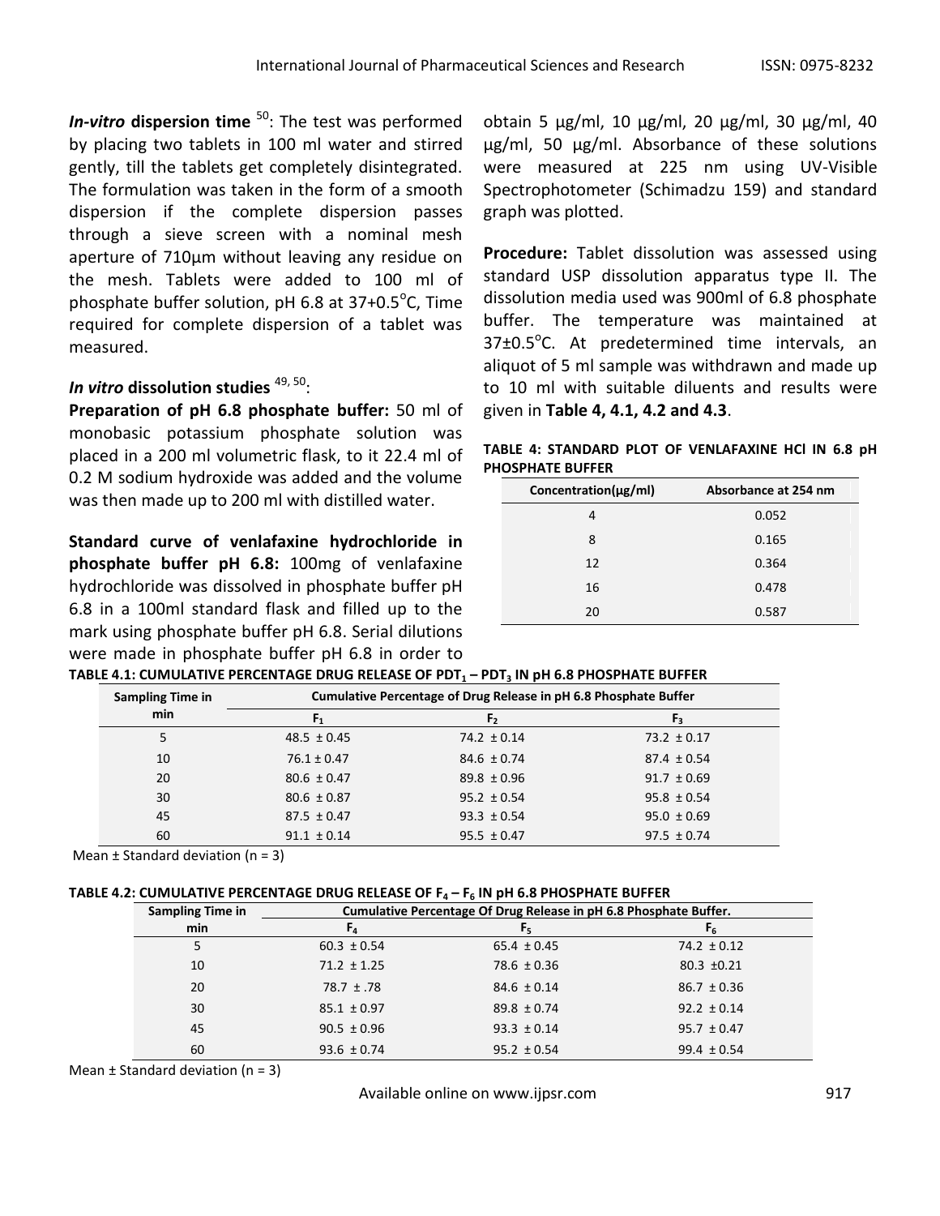***In-vitro* dispersion time** [50]: The test was performed by placing two tablets in 100 ml water and stirred gently, till the tablets get completely disintegrated. The formulation was taken in the form of a smooth dispersion if the complete dispersion passes through a sieve screen with a nominal mesh aperture of 710µm without leaving any residue on the mesh. Tablets were added to 100 ml of phosphate buffer solution, pH 6.8 at 37+0.5°C, Time required for complete dispersion of a tablet was measured.

***In vitro* dissolution studies** [49, 50]:

**Preparation of pH 6.8 phosphate buffer:** 50 ml of monobasic potassium phosphate solution was placed in a 200 ml volumetric flask, to it 22.4 ml of 0.2 M sodium hydroxide was added and the volume was then made up to 200 ml with distilled water.

**Standard curve of venlafaxine hydrochloride in phosphate buffer pH 6.8:** 100mg of venlafaxine hydrochloride was dissolved in phosphate buffer pH 6.8 in a 100ml standard flask and filled up to the mark using phosphate buffer pH 6.8. Serial dilutions were made in phosphate buffer pH 6.8 in order to obtain 5 µg/ml, 10 µg/ml, 20 µg/ml, 30 µg/ml, 40 µg/ml, 50 µg/ml. Absorbance of these solutions were measured at 225 nm using UV-Visible Spectrophotometer (Schimadzu 159) and standard graph was plotted.

**Procedure:** Tablet dissolution was assessed using standard USP dissolution apparatus type II. The dissolution media used was 900ml of 6.8 phosphate buffer. The temperature was maintained at 37±0.5°C. At predetermined time intervals, an aliquot of 5 ml sample was withdrawn and made up to 10 ml with suitable diluents and results were given in **Table 4, 4.1, 4.2 and 4.3**.

**TABLE 4: STANDARD PLOT OF VENLAFAXINE HCl IN 6.8 pH PHOSPHATE BUFFER**

| Concentration(µg/ml) | Absorbance at 254 nm |
|---|---|
| 4 | 0.052 |
| 8 | 0.165 |
| 12 | 0.364 |
| 16 | 0.478 |
| 20 | 0.587 |

**TABLE 4.1: CUMULATIVE PERCENTAGE DRUG RELEASE OF $PDT_1$ – $PDT_3$ IN pH 6.8 PHOSPHATE BUFFER**

| Sampling Time in min | Cumulative Percentage of Drug Release in pH 6.8 Phosphate Buffer | | |
|---|---|---|---|
| | $F_1$ | $F_2$ | $F_3$ |
| 5 | 48.5 ± 0.45 | 74.2 ± 0.14 | 73.2 ± 0.17 |
| 10 | 76.1 ± 0.47 | 84.6 ± 0.74 | 87.4 ± 0.54 |
| 20 | 80.6 ± 0.47 | 89.8 ± 0.96 | 91.7 ± 0.69 |
| 30 | 80.6 ± 0.87 | 95.2 ± 0.54 | 95.8 ± 0.54 |
| 45 | 87.5 ± 0.47 | 93.3 ± 0.54 | 95.0 ± 0.69 |
| 60 | 91.1 ± 0.14 | 95.5 ± 0.47 | 97.5 ± 0.74 |

Mean ± Standard deviation (n = 3)

**TABLE 4.2: CUMULATIVE PERCENTAGE DRUG RELEASE OF $F_4$ – $F_6$ IN pH 6.8 PHOSPHATE BUFFER**

| Sampling Time in min | Cumulative Percentage Of Drug Release in pH 6.8 Phosphate Buffer. | | |
|---|---|---|---|
| | $F_4$ | $F_5$ | $F_6$ |
| 5 | 60.3 ± 0.54 | 65.4 ± 0.45 | 74.2 ± 0.12 |
| 10 | 71.2 ± 1.25 | 78.6 ± 0.36 | 80.3 ±0.21 |
| 20 | 78.7 ± .78 | 84.6 ± 0.14 | 86.7 ± 0.36 |
| 30 | 85.1 ± 0.97 | 89.8 ± 0.74 | 92.2 ± 0.14 |
| 45 | 90.5 ± 0.96 | 93.3 ± 0.14 | 95.7 ± 0.47 |
| 60 | 93.6 ± 0.74 | 95.2 ± 0.54 | 99.4 ± 0.54 |

Mean ± Standard deviation (n = 3)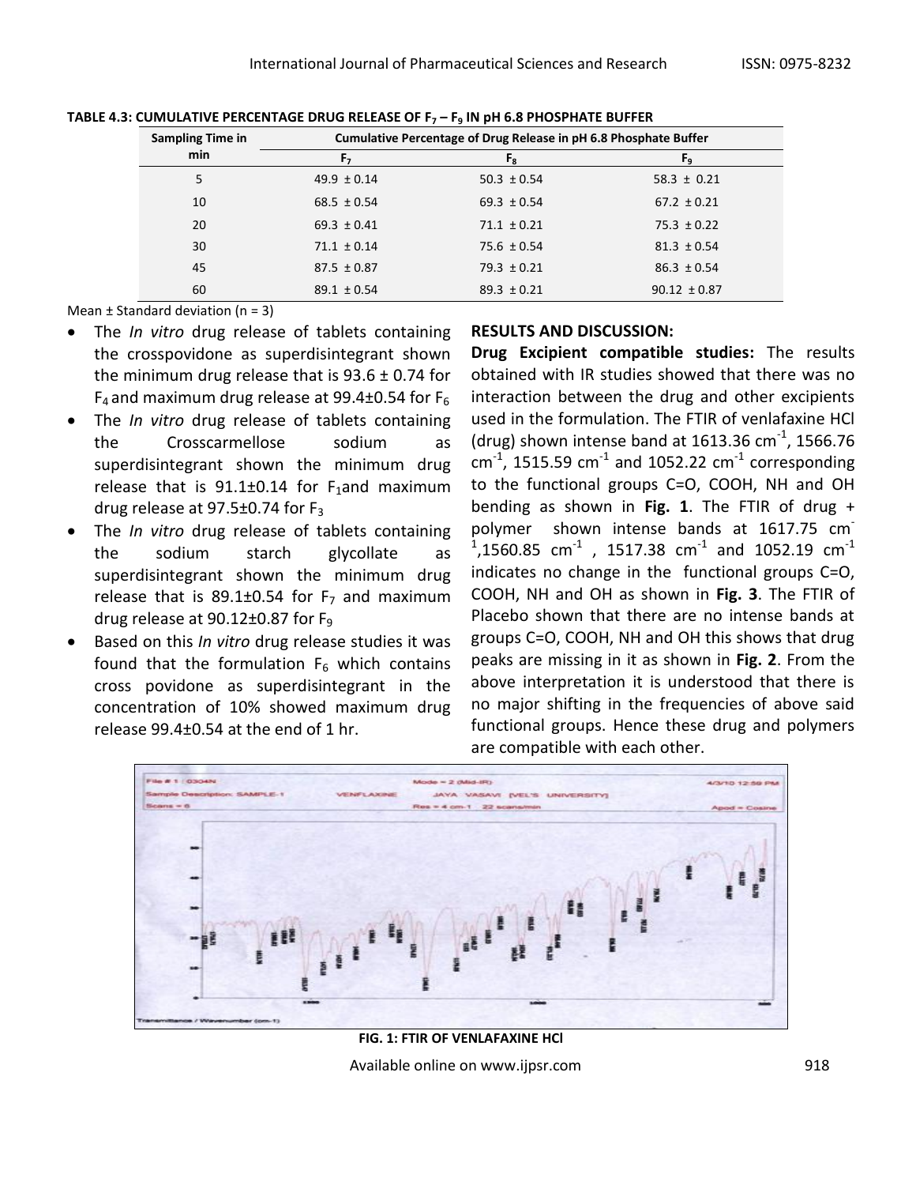**TABLE 4.3: CUMULATIVE PERCENTAGE DRUG RELEASE OF $F_7$ – $F_9$ IN pH 6.8 PHOSPHATE BUFFER**

| Sampling Time in min | Cumulative Percentage of Drug Release in pH 6.8 Phosphate Buffer | | |
|---|---|---|---|
| | $F_7$ | $F_8$ | $F_9$ |
| 5 | 49.9 ± 0.14 | 50.3 ± 0.54 | 58.3 ± 0.21 |
| 10 | 68.5 ± 0.54 | 69.3 ± 0.54 | 67.2 ± 0.21 |
| 20 | 69.3 ± 0.41 | 71.1 ± 0.21 | 75.3 ± 0.22 |
| 30 | 71.1 ± 0.14 | 75.6 ± 0.54 | 81.3 ± 0.54 |
| 45 | 87.5 ± 0.87 | 79.3 ± 0.21 | 86.3 ± 0.54 |
| 60 | 89.1 ± 0.54 | 89.3 ± 0.21 | 90.12 ± 0.87 |

Mean ± Standard deviation (n = 3)

- The *In vitro* drug release of tablets containing the crosspovidone as superdisintegrant shown the minimum drug release that is 93.6 ± 0.74 for $F_4$ and maximum drug release at 99.4±0.54 for $F_6$
- The *In vitro* drug release of tablets containing the Crosscarmellose sodium as superdisintegrant shown the minimum drug release that is 91.1±0.14 for $F_1$and maximum drug release at 97.5±0.74 for $F_3$
- The *In vitro* drug release of tablets containing the sodium starch glycollate as superdisintegrant shown the minimum drug release that is 89.1±0.54 for $F_7$ and maximum drug release at 90.12±0.87 for $F_9$
- Based on this *In vitro* drug release studies it was found that the formulation $F_6$ which contains cross povidone as superdisintegrant in the concentration of 10% showed maximum drug release 99.4±0.54 at the end of 1 hr.

## RESULTS AND DISCUSSION:

**Drug Excipient compatible studies:** The results obtained with IR studies showed that there was no interaction between the drug and other excipients used in the formulation. The FTIR of venlafaxine HCl (drug) shown intense band at 1613.36 $cm^{-1}$, 1566.76 $cm^{-1}$, 1515.59 $cm^{-1}$ and 1052.22 $cm^{-1}$ corresponding to the functional groups C=O, COOH, NH and OH bending as shown in **Fig. 1**. The FTIR of drug + polymer shown intense bands at 1617.75 $cm^{-1}$,1560.85 $cm^{-1}$ , 1517.38 $cm^{-1}$ and 1052.19 $cm^{-1}$ indicates no change in the functional groups C=O, COOH, NH and OH as shown in **Fig. 3**. The FTIR of Placebo shown that there are no intense bands at groups C=O, COOH, NH and OH this shows that drug peaks are missing in it as shown in **Fig. 2**. From the above interpretation it is understood that there is no major shifting in the frequencies of above said functional groups. Hence these drug and polymers are compatible with each other.

**FIG. 1: FTIR OF VENLAFAXINE HCl**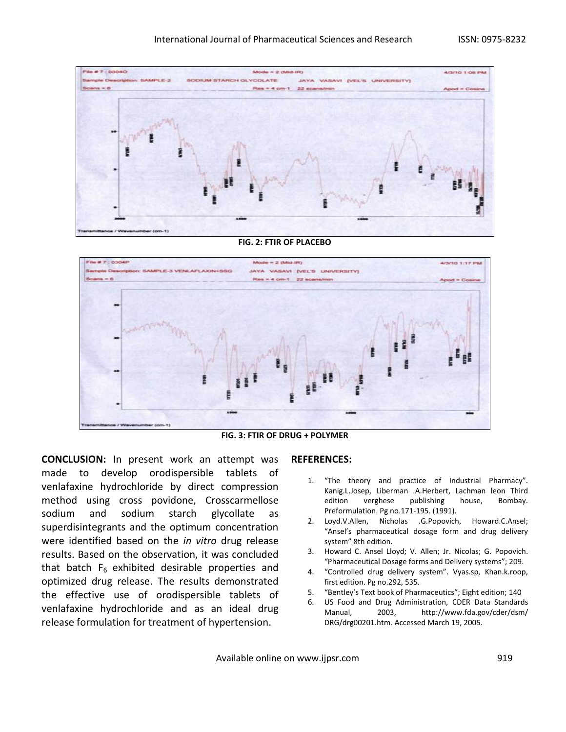FIG. 2: FTIR OF PLACEBO

FIG. 3: FTIR OF DRUG + POLYMER

**CONCLUSION:** In present work an attempt was made to develop orodispersible tablets of venlafaxine hydrochloride by direct compression method using cross povidone, Crosscarmellose sodium and sodium starch glycollate as superdisintegrants and the optimum concentration were identified based on the *in vitro* drug release results. Based on the observation, it was concluded that batch $F_6$ exhibited desirable properties and optimized drug release. The results demonstrated the effective use of orodispersible tablets of venlafaxine hydrochloride and as an ideal drug release formulation for treatment of hypertension.

**REFERENCES:**

1. "The theory and practice of Industrial Pharmacy". Kanig.L.Josep, Liberman .A.Herbert, Lachman leon Third edition verghese publishing house, Bombay. Preformulation. Pg no.171-195. (1991).
2. Loyd.V.Allen, Nicholas .G.Popovich, Howard.C.Ansel; "Ansel's pharmaceutical dosage form and drug delivery system" 8th edition.
3. Howard C. Ansel Lloyd; V. Allen; Jr. Nicolas; G. Popovich. "Pharmaceutical Dosage forms and Delivery systems"; 209.
4. "Controlled drug delivery system". Vyas.sp, Khan.k.roop, first edition. Pg no.292, 535.
5. "Bentley's Text book of Pharmaceutics"; Eight edition; 140
6. US Food and Drug Administration, CDER Data Standards Manual, 2003, http://www.fda.gov/cder/dsm/ DRG/drg00201.htm. Accessed March 19, 2005.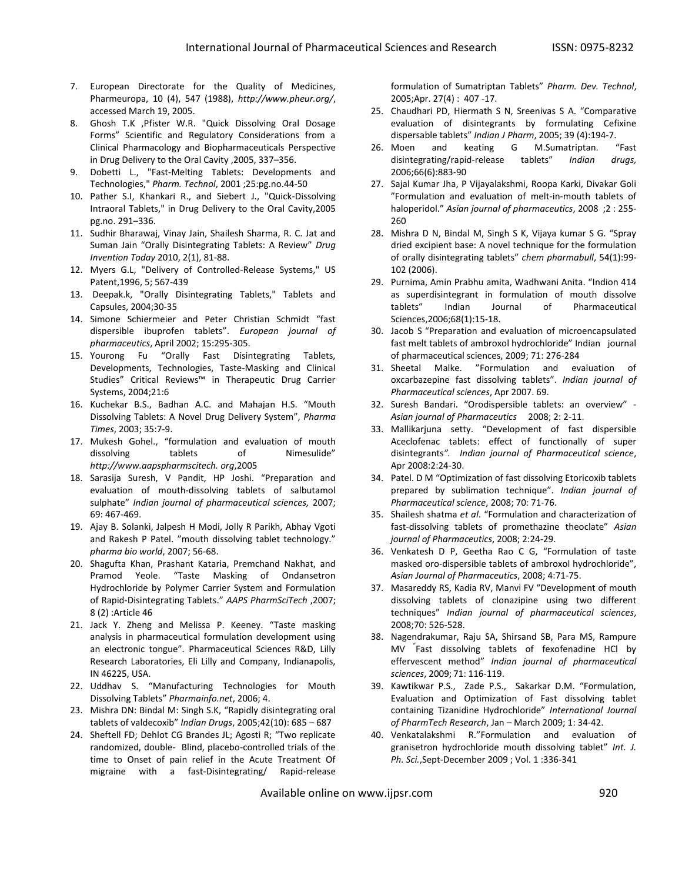7. European Directorate for the Quality of Medicines, Pharmeuropa, 10 (4), 547 (1988), *http://www.pheur.org/*, accessed March 19, 2005.
8. Ghosh T.K ,Pfister W.R. "Quick Dissolving Oral Dosage Forms" Scientific and Regulatory Considerations from a Clinical Pharmacology and Biopharmaceuticals Perspective in Drug Delivery to the Oral Cavity ,2005, 337–356.
9. Dobetti L., "Fast-Melting Tablets: Developments and Technologies," *Pharm. Technol*, 2001 ;25:pg.no.44-50
10. Pather S.I, Khankari R., and Siebert J., "Quick-Dissolving Intraoral Tablets," in Drug Delivery to the Oral Cavity,2005 pg.no. 291–336.
11. Sudhir Bharawaj, Vinay Jain, Shailesh Sharma, R. C. Jat and Suman Jain "Orally Disintegrating Tablets: A Review" *Drug Invention Today* 2010, 2(1), 81-88.
12. Myers G.L, "Delivery of Controlled-Release Systems," US Patent,1996, 5; 567-439
13. Deepak.k, "Orally Disintegrating Tablets," Tablets and Capsules, 2004;30-35
14. Simone Schiermeier and Peter Christian Schmidt "fast dispersible ibuprofen tablets". *European journal of pharmaceutics*, April 2002; 15:295-305.
15. Yourong Fu "Orally Fast Disintegrating Tablets, Developments, Technologies, Taste-Masking and Clinical Studies" Critical Reviews™ in Therapeutic Drug Carrier Systems, 2004;21:6
16. Kuchekar B.S., Badhan A.C. and Mahajan H.S. "Mouth Dissolving Tablets: A Novel Drug Delivery System", *Pharma Times*, 2003; 35:7-9.
17. Mukesh Gohel., "formulation and evaluation of mouth dissolving tablets of Nimesulide" *http://www.aapspharmscitech. org*,2005
18. Sarasija Suresh, V Pandit, HP Joshi. "Preparation and evaluation of mouth-dissolving tablets of salbutamol sulphate" *Indian journal of pharmaceutical sciences,* 2007; 69: 467-469.
19. Ajay B. Solanki, Jalpesh H Modi, Jolly R Parikh, Abhay Vgoti and Rakesh P Patel. "mouth dissolving tablet technology." *pharma bio world*, 2007; 56-68.
20. Shagufta Khan, Prashant Kataria, Premchand Nakhat, and Pramod Yeole. "Taste Masking of Ondansetron Hydrochloride by Polymer Carrier System and Formulation of Rapid-Disintegrating Tablets." *AAPS PharmSciTech* ,2007; 8 (2) :Article 46
21. Jack Y. Zheng and Melissa P. Keeney. "Taste masking analysis in pharmaceutical formulation development using an electronic tongue". Pharmaceutical Sciences R&D, Lilly Research Laboratories, Eli Lilly and Company, Indianapolis, IN 46225, USA.
22. Uddhav S. "Manufacturing Technologies for Mouth Dissolving Tablets" *Pharmainfo.net*, 2006; 4.
23. Mishra DN: Bindal M: Singh S.K, "Rapidly disintegrating oral tablets of valdecoxib" *Indian Drugs*, 2005;42(10): 685 – 687
24. Sheftell FD; Dehlot CG Brandes JL; Agosti R; "Two replicate randomized, double- Blind, placebo-controlled trials of the time to Onset of pain relief in the Acute Treatment Of migraine with a fast-Disintegrating/ Rapid-release formulation of Sumatriptan Tablets" *Pharm. Dev. Technol*, 2005;Apr. 27(4) : 407 -17.
25. Chaudhari PD, Hiermath S N, Sreenivas S A. "Comparative evaluation of disintegrants by formulating Cefixine dispersable tablets" *Indian J Pharm*, 2005; 39 (4):194-7.
26. Moen and keating G M.Sumatriptan. "Fast disintegrating/rapid-release tablets" *Indian drugs,* 2006;66(6):883-90
27. Sajal Kumar Jha, P Vijayalakshmi, Roopa Karki, Divakar Goli "Formulation and evaluation of melt-in-mouth tablets of haloperidol." *Asian journal of pharmaceutics*, 2008 ;2 : 255-260
28. Mishra D N, Bindal M, Singh S K, Vijaya kumar S G. "Spray dried excipient base: A novel technique for the formulation of orally disintegrating tablets" *chem pharmabull*, 54(1):99-102 (2006).
29. Purnima, Amin Prabhu amita, Wadhwani Anita. "Indion 414 as superdisintegrant in formulation of mouth dissolve tablets" Indian Journal of Pharmaceutical Sciences,2006;68(1):15-18.
30. Jacob S "Preparation and evaluation of microencapsulated fast melt tablets of ambroxol hydrochloride" Indian journal of pharmaceutical sciences, 2009; 71: 276-284
31. Sheetal Malke. "Formulation and evaluation of oxcarbazepine fast dissolving tablets". *Indian journal of Pharmaceutical sciences*, Apr 2007. 69.
32. Suresh Bandari. "Orodispersible tablets: an overview" - *Asian journal of Pharmaceutics* 2008; 2: 2-11.
33. Mallikarjuna setty. "Development of fast dispersible Aceclofenac tablets: effect of functionally of super disintegrants*". Indian journal of Pharmaceutical science*, Apr 2008:2:24-30.
34. Patel. D M "Optimization of fast dissolving Etoricoxib tablets prepared by sublimation technique". *Indian journal of Pharmaceutical science*, 2008; 70: 71-76.
35. Shailesh shatma *et al*. "Formulation and characterization of fast-dissolving tablets of promethazine theoclate" *Asian journal of Pharmaceutics*, 2008; 2:24-29.
36. Venkatesh D P, Geetha Rao C G, "Formulation of taste masked oro-dispersible tablets of ambroxol hydrochloride", *Asian Journal of Pharmaceutics*, 2008; 4:71-75.
37. Masareddy RS, Kadia RV, Manvi FV "Development of mouth dissolving tablets of clonazipine using two different techniques" *Indian journal of pharmaceutical sciences*, 2008;70: 526-528.
38. Nagendrakumar, Raju SA, Shirsand SB, Para MS, Rampure MV "Fast dissolving tablets of fexofenadine HCl by effervescent method" *Indian journal of pharmaceutical sciences*, 2009; 71: 116-119.
39. Kawtikwar P.S., Zade P.S., Sakarkar D.M. "Formulation, Evaluation and Optimization of Fast dissolving tablet containing Tizanidine Hydrochloride" *International Journal of PharmTech Research*, Jan – March 2009; 1: 34-42.
40. Venkatalakshmi R."Formulation and evaluation of granisetron hydrochloride mouth dissolving tablet" *Int. J. Ph. Sci.*,Sept-December 2009 ; Vol. 1 :336-341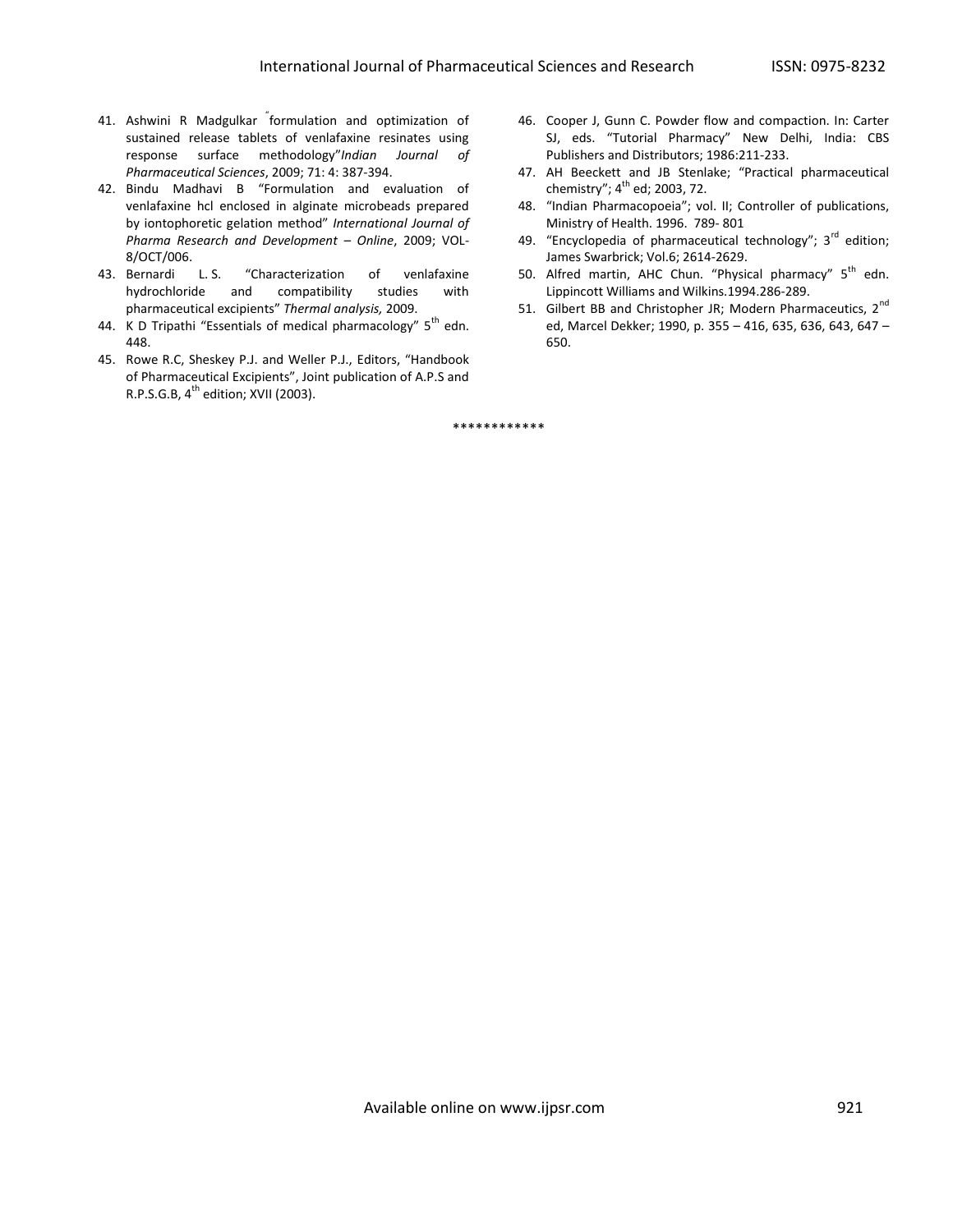41. Ashwini R Madgulkar "formulation and optimization of sustained release tablets of venlafaxine resinates using response surface methodology"*Indian Journal of Pharmaceutical Sciences*, 2009; 71: 4: 387-394.
42. Bindu Madhavi B "Formulation and evaluation of venlafaxine hcl enclosed in alginate microbeads prepared by iontophoretic gelation method" *International Journal of Pharma Research and Development – Online*, 2009; VOL-8/OCT/006.
43. Bernardi L. S. "Characterization of venlafaxine hydrochloride and compatibility studies with pharmaceutical excipients" *Thermal analysis,* 2009.
44. K D Tripathi "Essentials of medical pharmacology" 5th edn. 448.
45. Rowe R.C, Sheskey P.J. and Weller P.J., Editors, "Handbook of Pharmaceutical Excipients", Joint publication of A.P.S and R.P.S.G.B, 4th edition; XVII (2003).
46. Cooper J, Gunn C. Powder flow and compaction. In: Carter SJ, eds. "Tutorial Pharmacy" New Delhi, India: CBS Publishers and Distributors; 1986:211-233.
47. AH Beeckett and JB Stenlake; "Practical pharmaceutical chemistry"; 4th ed; 2003, 72.
48. "Indian Pharmacopoeia"; vol. II; Controller of publications, Ministry of Health. 1996. 789- 801
49. "Encyclopedia of pharmaceutical technology"; 3rd edition; James Swarbrick; Vol.6; 2614-2629.
50. Alfred martin, AHC Chun. "Physical pharmacy" 5th edn. Lippincott Williams and Wilkins.1994.286-289.
51. Gilbert BB and Christopher JR; Modern Pharmaceutics, 2nd ed, Marcel Dekker; 1990, p. 355 – 416, 635, 636, 643, 647 – 650.

************